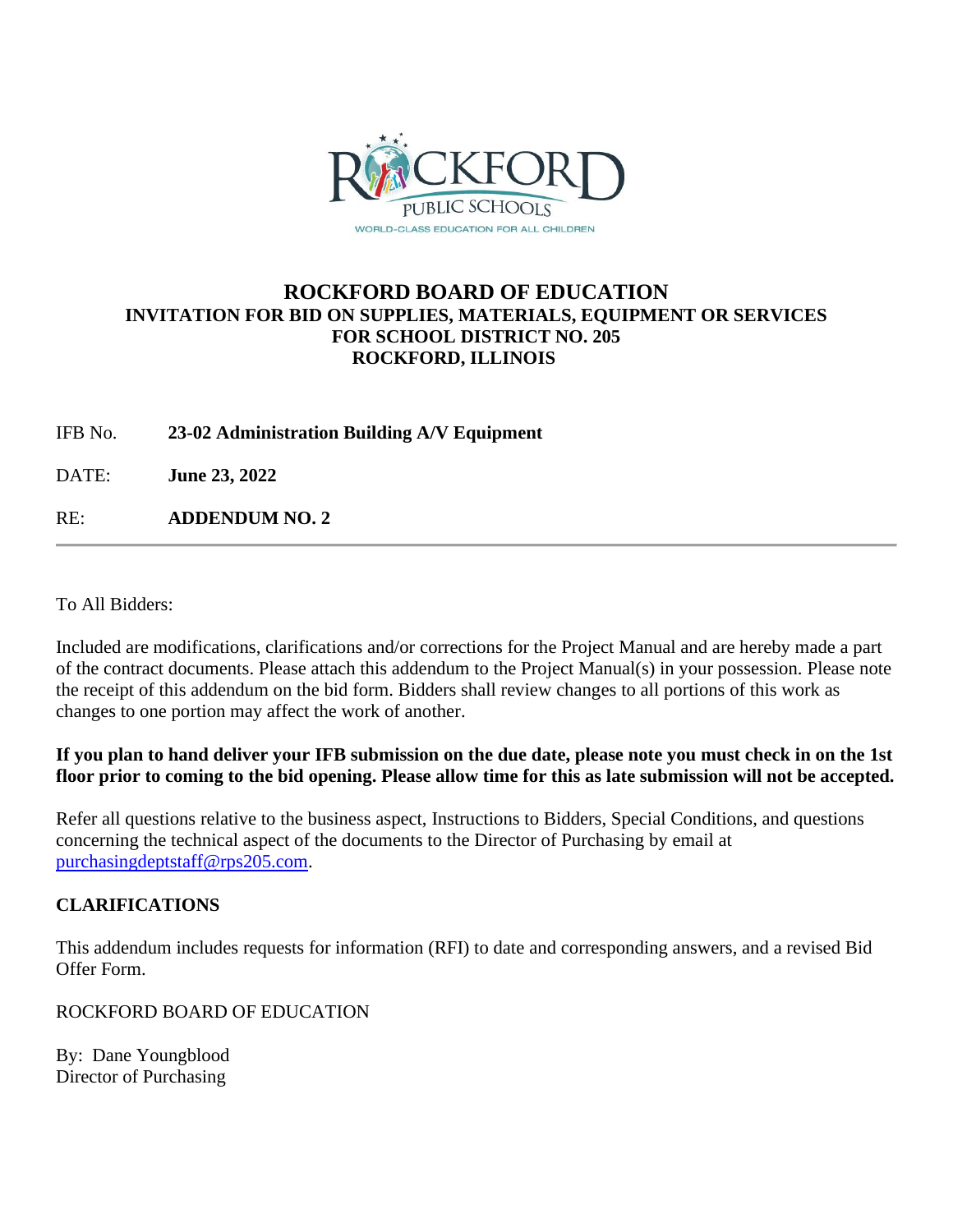# ROCKFORD BOARD OF EDUCATION

**INVITATION FOR BID ON SUPPLIES, MATERIALS, EQUIPMENT OR SERVICES**
**FOR SCHOOL DISTRICT NO. 205**
**ROCKFORD, ILLINOIS**

IFB No. **23-02 Administration Building A/V Equipment**

DATE: **June 23, 2022**

RE: **ADDENDUM NO. 2**

---

To All Bidders:

Included are modifications, clarifications and/or corrections for the Project Manual and are hereby made a part of the contract documents. Please attach this addendum to the Project Manual(s) in your possession. Please note the receipt of this addendum on the bid form. Bidders shall review changes to all portions of this work as changes to one portion may affect the work of another.

**If you plan to hand deliver your IFB submission on the due date, please note you must check in on the 1st floor prior to coming to the bid opening. Please allow time for this as late submission will not be accepted.**

Refer all questions relative to the business aspect, Instructions to Bidders, Special Conditions, and questions concerning the technical aspect of the documents to the Director of Purchasing by email at purchasingdeptstaff@rps205.com.

## CLARIFICATIONS

This addendum includes requests for information (RFI) to date and corresponding answers, and a revised Bid Offer Form.

ROCKFORD BOARD OF EDUCATION

By: Dane Youngblood
Director of Purchasing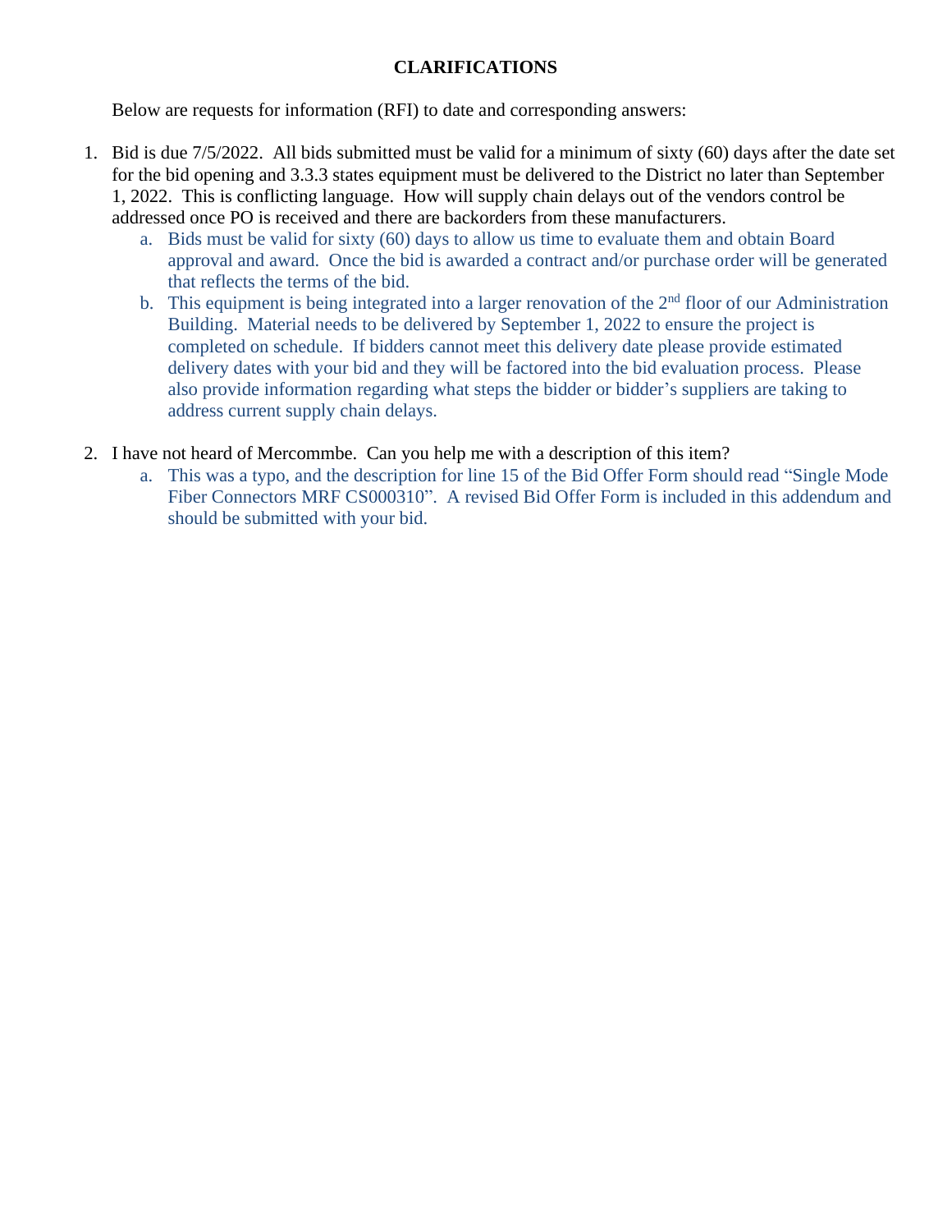**CLARIFICATIONS**

Below are requests for information (RFI) to date and corresponding answers:

1. Bid is due 7/5/2022. All bids submitted must be valid for a minimum of sixty (60) days after the date set for the bid opening and 3.3.3 states equipment must be delivered to the District no later than September 1, 2022. This is conflicting language. How will supply chain delays out of the vendors control be addressed once PO is received and there are backorders from these manufacturers.
   a. Bids must be valid for sixty (60) days to allow us time to evaluate them and obtain Board approval and award. Once the bid is awarded a contract and/or purchase order will be generated that reflects the terms of the bid.
   b. This equipment is being integrated into a larger renovation of the 2nd floor of our Administration Building. Material needs to be delivered by September 1, 2022 to ensure the project is completed on schedule. If bidders cannot meet this delivery date please provide estimated delivery dates with your bid and they will be factored into the bid evaluation process. Please also provide information regarding what steps the bidder or bidder's suppliers are taking to address current supply chain delays.

2. I have not heard of Mercommbe. Can you help me with a description of this item?
   a. This was a typo, and the description for line 15 of the Bid Offer Form should read "Single Mode Fiber Connectors MRF CS000310". A revised Bid Offer Form is included in this addendum and should be submitted with your bid.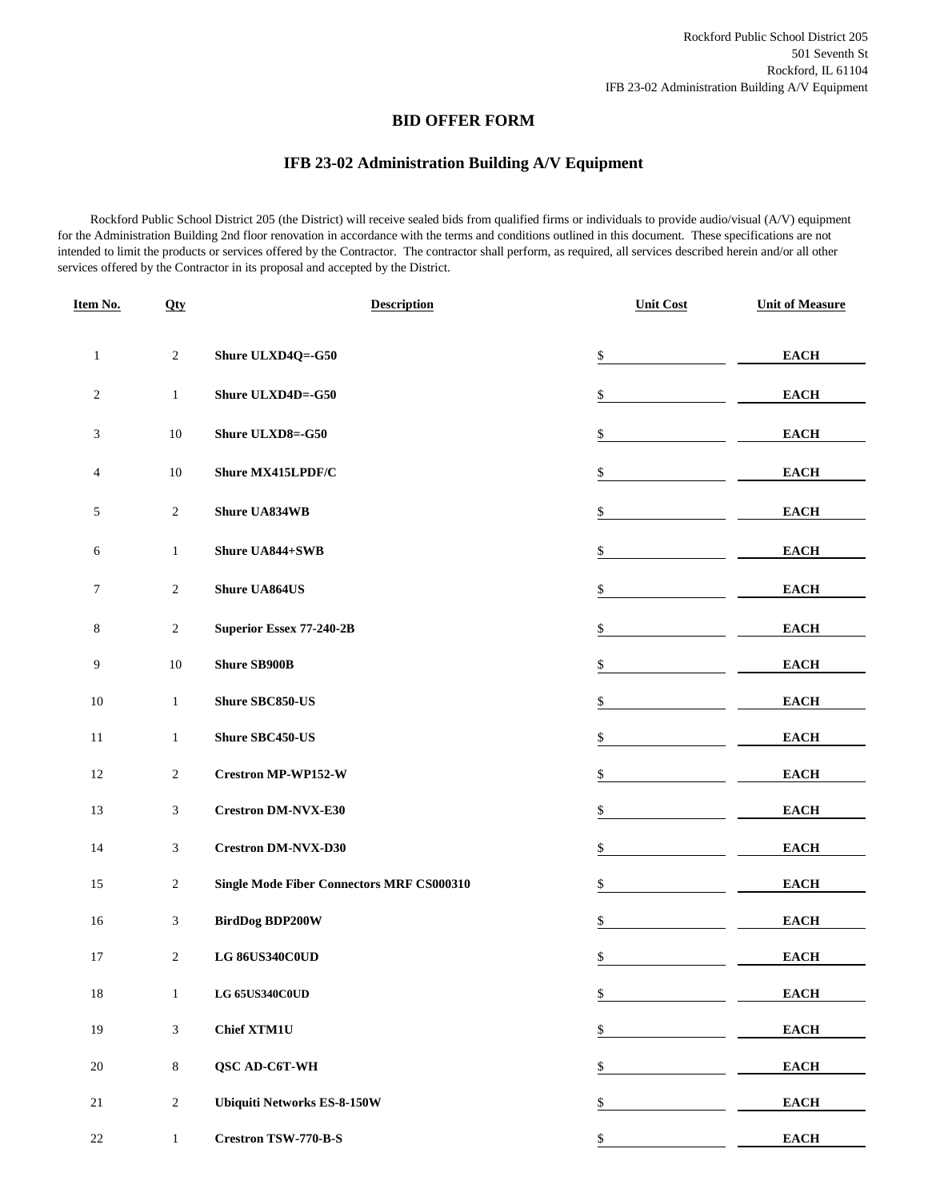Rockford Public School District 205
501 Seventh St
Rockford, IL 61104
IFB 23-02 Administration Building A/V Equipment

## BID OFFER FORM

## IFB 23-02 Administration Building A/V Equipment

Rockford Public School District 205 (the District) will receive sealed bids from qualified firms or individuals to provide audio/visual (A/V) equipment for the Administration Building 2nd floor renovation in accordance with the terms and conditions outlined in this document. These specifications are not intended to limit the products or services offered by the Contractor. The contractor shall perform, as required, all services described herein and/or all other services offered by the Contractor in its proposal and accepted by the District.

| Item No. | Qty | Description | Unit Cost | Unit of Measure |
|---|---|---|---|---|
| 1 | 2 | **Shure ULXD4Q=-G50** | $ | EACH |
| 2 | 1 | **Shure ULXD4D=-G50** | $ | EACH |
| 3 | 10 | **Shure ULXD8=-G50** | $ | EACH |
| 4 | 10 | **Shure MX415LPDF/C** | $ | EACH |
| 5 | 2 | **Shure UA834WB** | $ | EACH |
| 6 | 1 | **Shure UA844+SWB** | $ | EACH |
| 7 | 2 | **Shure UA864US** | $ | EACH |
| 8 | 2 | **Superior Essex 77-240-2B** | $ | EACH |
| 9 | 10 | **Shure SB900B** | $ | EACH |
| 10 | 1 | **Shure SBC850-US** | $ | EACH |
| 11 | 1 | **Shure SBC450-US** | $ | EACH |
| 12 | 2 | **Crestron MP-WP152-W** | $ | EACH |
| 13 | 3 | **Crestron DM-NVX-E30** | $ | EACH |
| 14 | 3 | **Crestron DM-NVX-D30** | $ | EACH |
| 15 | 2 | **Single Mode Fiber Connectors MRF CS000310** | $ | EACH |
| 16 | 3 | **BirdDog BDP200W** | $ | EACH |
| 17 | 2 | **LG 86US340C0UD** | $ | EACH |
| 18 | 1 | **LG 65US340C0UD** | $ | EACH |
| 19 | 3 | **Chief XTM1U** | $ | EACH |
| 20 | 8 | **QSC AD-C6T-WH** | $ | EACH |
| 21 | 2 | **Ubiquiti Networks ES-8-150W** | $ | EACH |
| 22 | 1 | **Crestron TSW-770-B-S** | $ | EACH |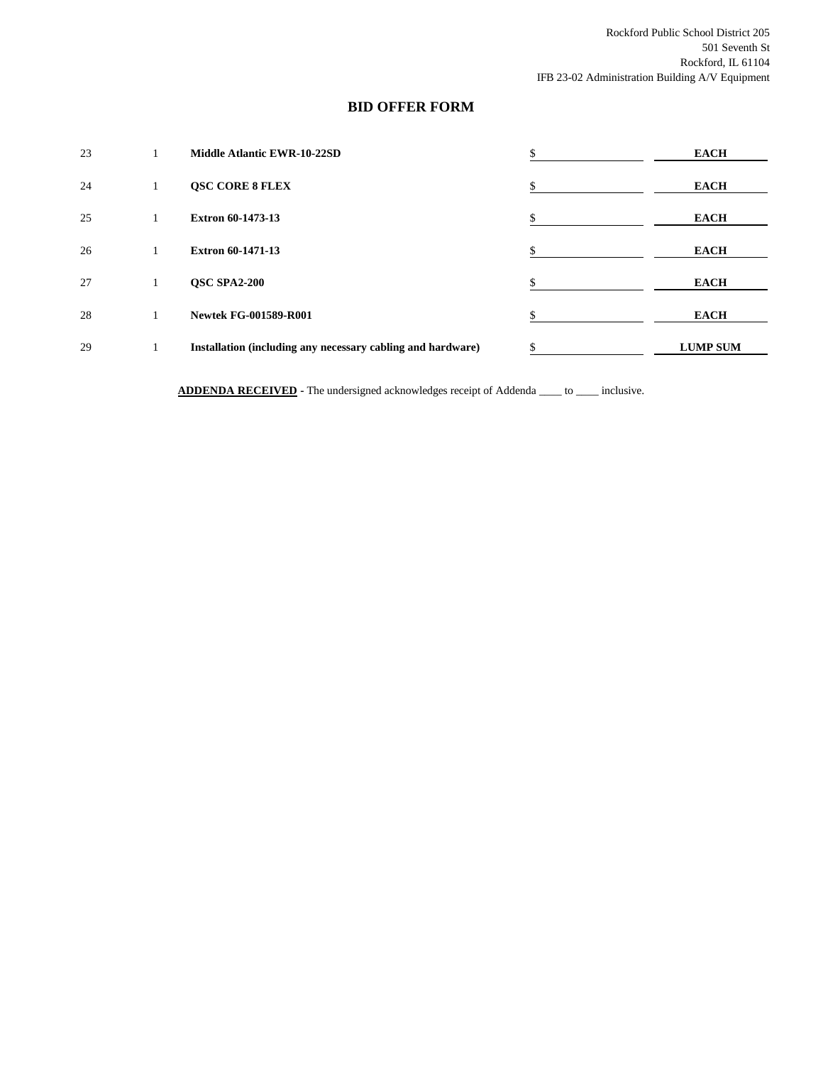Rockford Public School District 205
501 Seventh St
Rockford, IL 61104
IFB 23-02 Administration Building A/V Equipment

## BID OFFER FORM

| | | | | |
|---|---|---|---|---|
| 23 | 1 | **Middle Atlantic EWR-10-22SD** | $ | **EACH** |
| 24 | 1 | **QSC CORE 8 FLEX** | $ | **EACH** |
| 25 | 1 | **Extron 60-1473-13** | $ | **EACH** |
| 26 | 1 | **Extron 60-1471-13** | $ | **EACH** |
| 27 | 1 | **QSC SPA2-200** | $ | **EACH** |
| 28 | 1 | **Newtek FG-001589-R001** | $ | **EACH** |
| 29 | 1 | **Installation (including any necessary cabling and hardware)** | $ | **LUMP SUM** |

**ADDENDA RECEIVED** - The undersigned acknowledges receipt of Addenda ____ to ____ inclusive.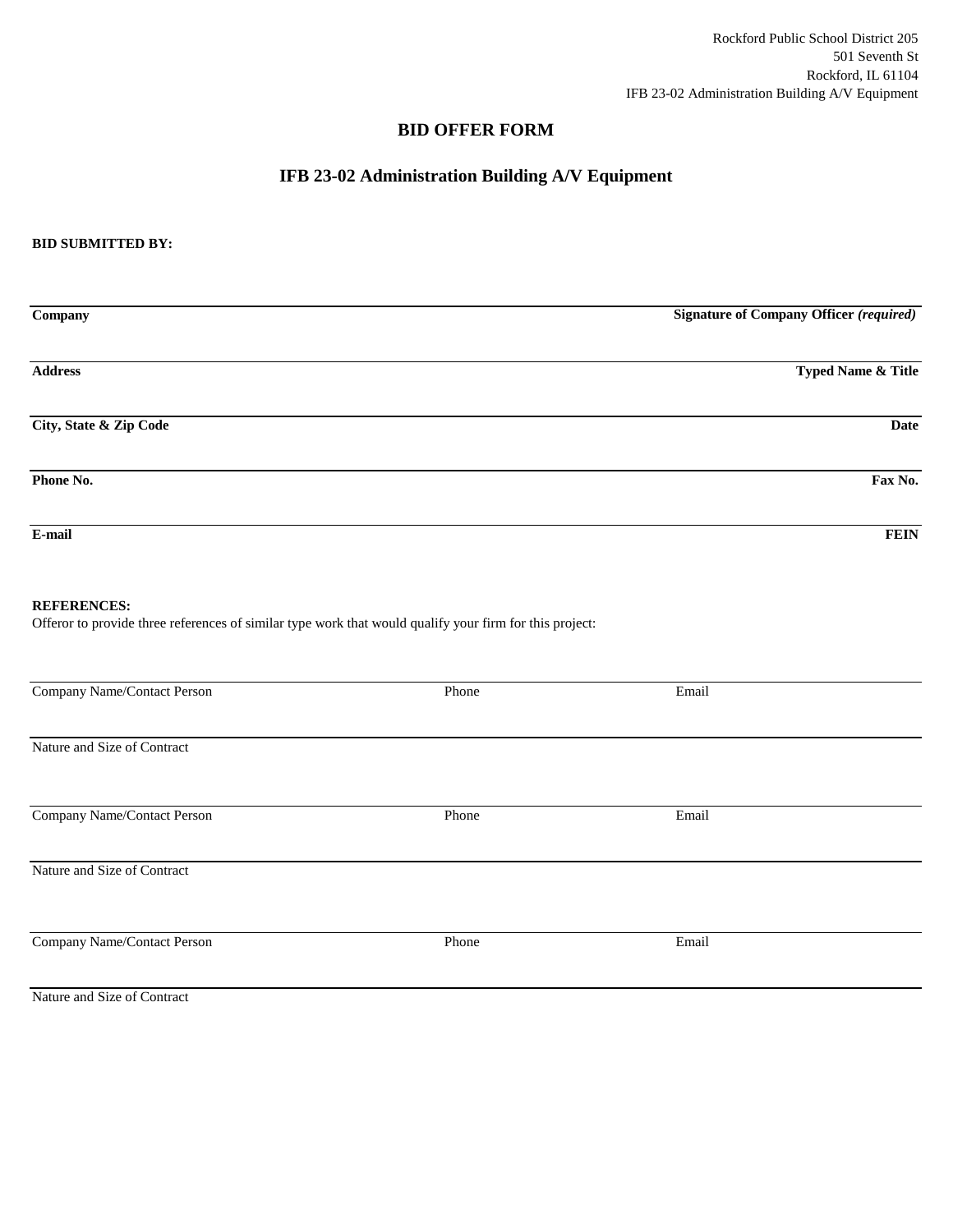Rockford Public School District 205
501 Seventh St
Rockford, IL 61104
IFB 23-02 Administration Building A/V Equipment

## BID OFFER FORM

## IFB 23-02 Administration Building A/V Equipment

**BID SUBMITTED BY:**

| | |
|---|---|
| **Company** | **Signature of Company Officer *(required)*** |
| **Address** | **Typed Name & Title** |
| **City, State & Zip Code** | **Date** |
| **Phone No.** | **Fax No.** |
| **E-mail** | **FEIN** |

**REFERENCES:**
Offeror to provide three references of similar type work that would qualify your firm for this project:

| | | |
|---|---|---|
| Company Name/Contact Person | Phone | Email |
| Nature and Size of Contract | | |
| Company Name/Contact Person | Phone | Email |
| Nature and Size of Contract | | |
| Company Name/Contact Person | Phone | Email |
| Nature and Size of Contract | | |